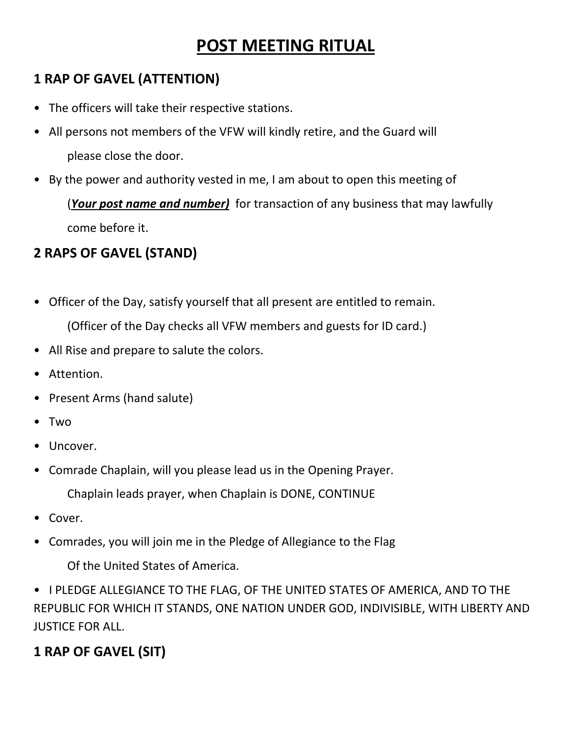# POST MEETING RITUAL

## 1 RAP OF GAVEL (ATTENTION)

- The officers will take their respective stations.
- All persons not members of the VFW will kindly retire, and the Guard will please close the door.
- By the power and authority vested in me, I am about to open this meeting of (***Your post name and number)*** for transaction of any business that may lawfully come before it.

## 2 RAPS OF GAVEL (STAND)

- Officer of the Day, satisfy yourself that all present are entitled to remain.

  (Officer of the Day checks all VFW members and guests for ID card.)
- All Rise and prepare to salute the colors.
- Attention.
- Present Arms (hand salute)
- Two
- Uncover.
- Comrade Chaplain, will you please lead us in the Opening Prayer.

  Chaplain leads prayer, when Chaplain is DONE, CONTINUE
- Cover.
- Comrades, you will join me in the Pledge of Allegiance to the Flag Of the United States of America.
- I PLEDGE ALLEGIANCE TO THE FLAG, OF THE UNITED STATES OF AMERICA, AND TO THE REPUBLIC FOR WHICH IT STANDS, ONE NATION UNDER GOD, INDIVISIBLE, WITH LIBERTY AND JUSTICE FOR ALL.

## 1 RAP OF GAVEL (SIT)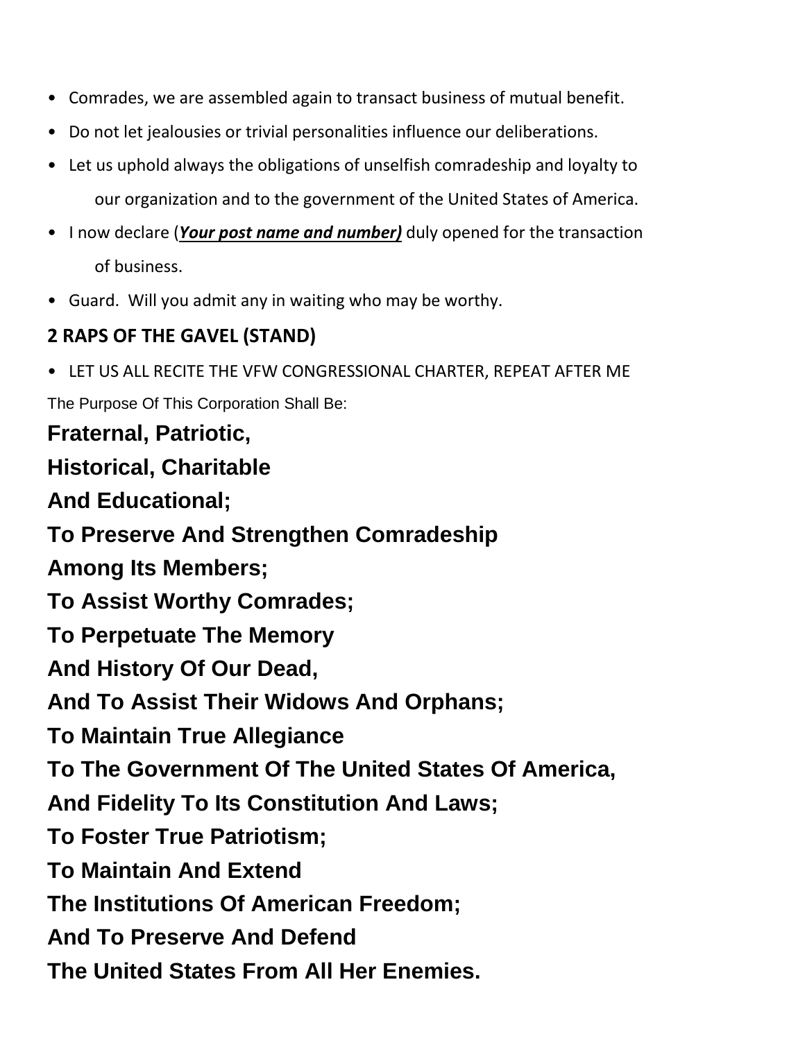- Comrades, we are assembled again to transact business of mutual benefit.
- Do not let jealousies or trivial personalities influence our deliberations.
- Let us uphold always the obligations of unselfish comradeship and loyalty to our organization and to the government of the United States of America.
- I now declare (***<u>Your post name and number)</u>***) duly opened for the transaction of business.
- Guard. Will you admit any in waiting who may be worthy.

**2 RAPS OF THE GAVEL (STAND)**

- LET US ALL RECITE THE VFW CONGRESSIONAL CHARTER, REPEAT AFTER ME

The Purpose Of This Corporation Shall Be:

**Fraternal, Patriotic,**

**Historical, Charitable**

**And Educational;**

**To Preserve And Strengthen Comradeship**

**Among Its Members;**

**To Assist Worthy Comrades;**

**To Perpetuate The Memory**

**And History Of Our Dead,**

**And To Assist Their Widows And Orphans;**

**To Maintain True Allegiance**

**To The Government Of The United States Of America,**

**And Fidelity To Its Constitution And Laws;**

**To Foster True Patriotism;**

**To Maintain And Extend**

**The Institutions Of American Freedom;**

**And To Preserve And Defend**

**The United States From All Her Enemies.**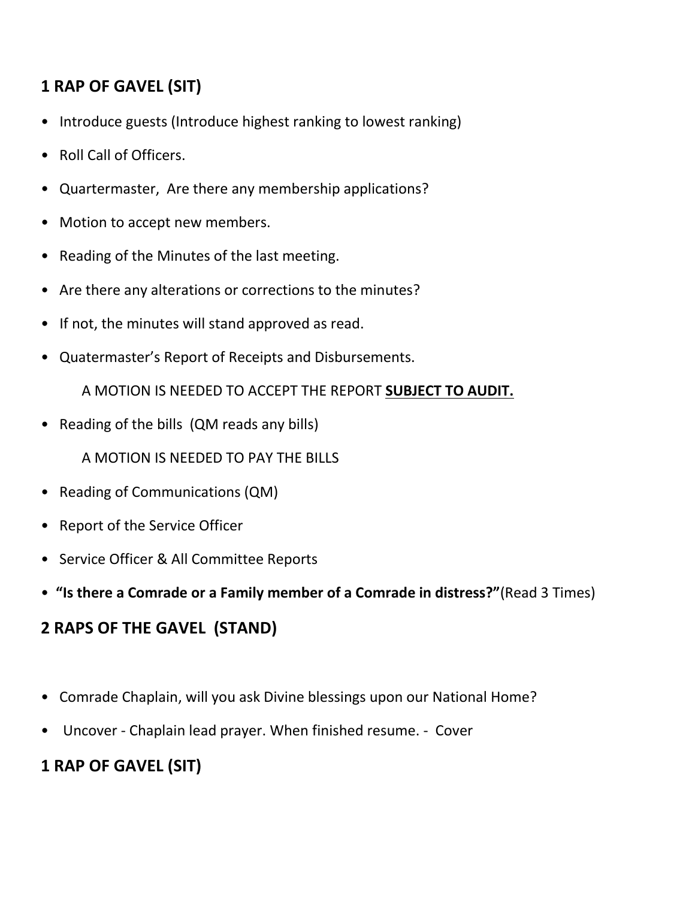## 1 RAP OF GAVEL (SIT)

- Introduce guests (Introduce highest ranking to lowest ranking)
- Roll Call of Officers.
- Quartermaster, Are there any membership applications?
- Motion to accept new members.
- Reading of the Minutes of the last meeting.
- Are there any alterations or corrections to the minutes?
- If not, the minutes will stand approved as read.
- Quatermaster's Report of Receipts and Disbursements.

  A MOTION IS NEEDED TO ACCEPT THE REPORT <u>**SUBJECT TO AUDIT.**</u>

- Reading of the bills (QM reads any bills)

  A MOTION IS NEEDED TO PAY THE BILLS

- Reading of Communications (QM)
- Report of the Service Officer
- Service Officer & All Committee Reports
- **"Is there a Comrade or a Family member of a Comrade in distress?"**(Read 3 Times)

## 2 RAPS OF THE GAVEL (STAND)

- Comrade Chaplain, will you ask Divine blessings upon our National Home?
- Uncover - Chaplain lead prayer. When finished resume. - Cover

## 1 RAP OF GAVEL (SIT)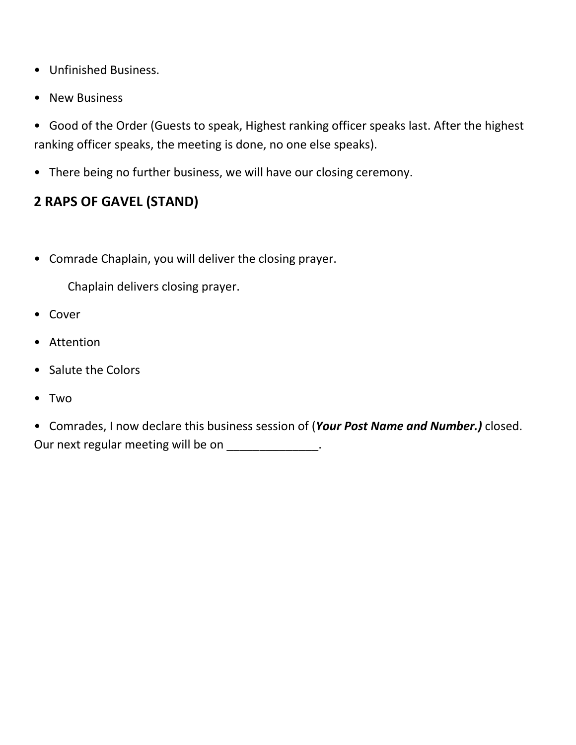- Unfinished Business.
- New Business
- Good of the Order (Guests to speak, Highest ranking officer speaks last. After the highest ranking officer speaks, the meeting is done, no one else speaks).
- There being no further business, we will have our closing ceremony.

## 2 RAPS OF GAVEL (STAND)

- Comrade Chaplain, you will deliver the closing prayer.

    Chaplain delivers closing prayer.

- Cover
- Attention
- Salute the Colors
- Two
- Comrades, I now declare this business session of (***Your Post Name and Number.)*** closed. Our next regular meeting will be on ______________.